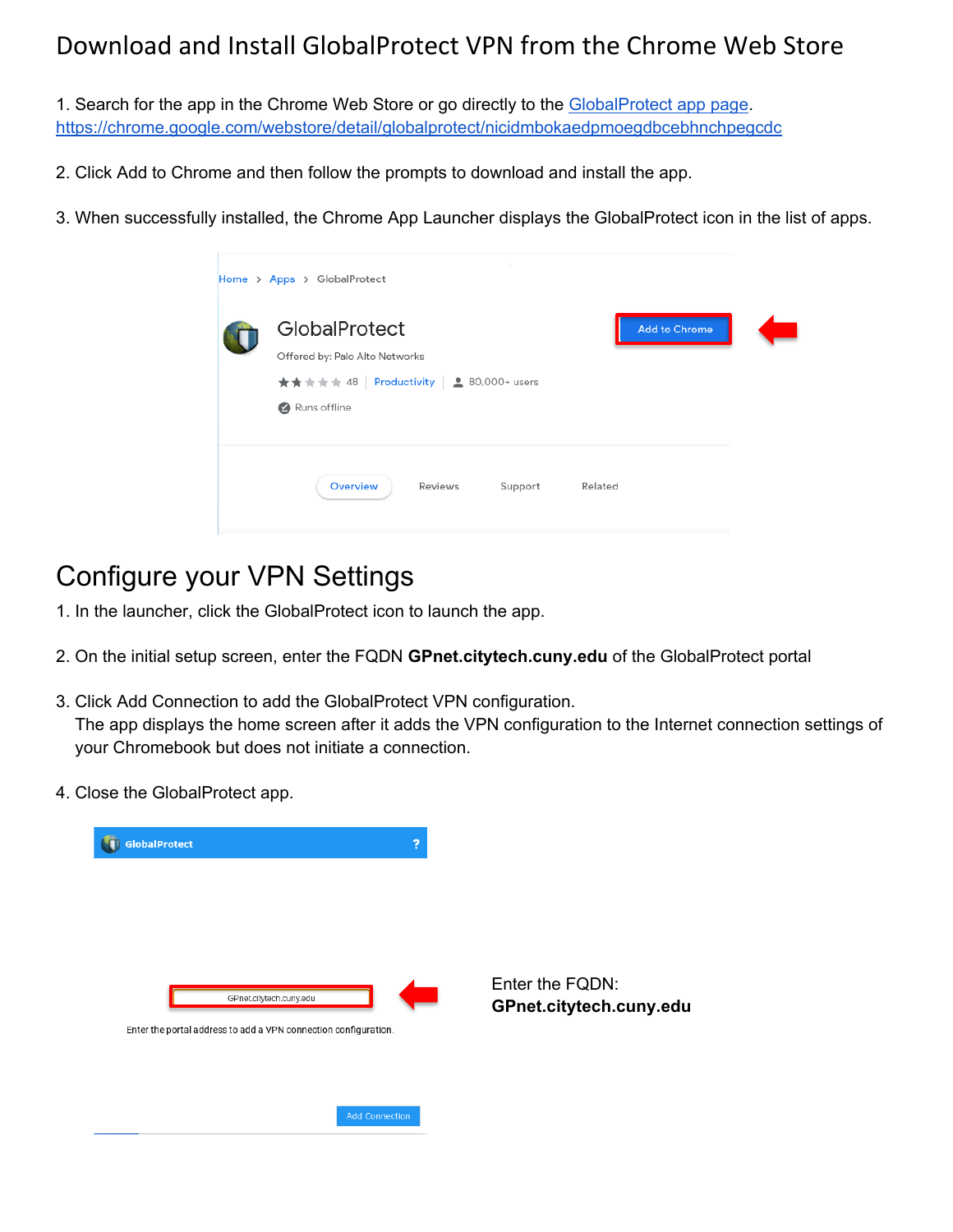# Download and Install GlobalProtect VPN from the Chrome Web Store

1. Search for the app in the Chrome Web Store or go directly to the [GlobalProtect app page](https://chrome.google.com/webstore/detail/globalprotect/nicidmbokaedpmoegdbcebhnchpegcdc). https://chrome.google.com/webstore/detail/globalprotect/nicidmbokaedpmoegdbcebhnchpegcdc

2. Click Add to Chrome and then follow the prompts to download and install the app.

3. When successfully installed, the Chrome App Launcher displays the GlobalProtect icon in the list of apps.

# Configure your VPN Settings

1. In the launcher, click the GlobalProtect icon to launch the app.

2. On the initial setup screen, enter the FQDN **GPnet.citytech.cuny.edu** of the GlobalProtect portal

3. Click Add Connection to add the GlobalProtect VPN configuration.
   The app displays the home screen after it adds the VPN configuration to the Internet connection settings of your Chromebook but does not initiate a connection.

4. Close the GlobalProtect app.

Enter the FQDN:
**GPnet.citytech.cuny.edu**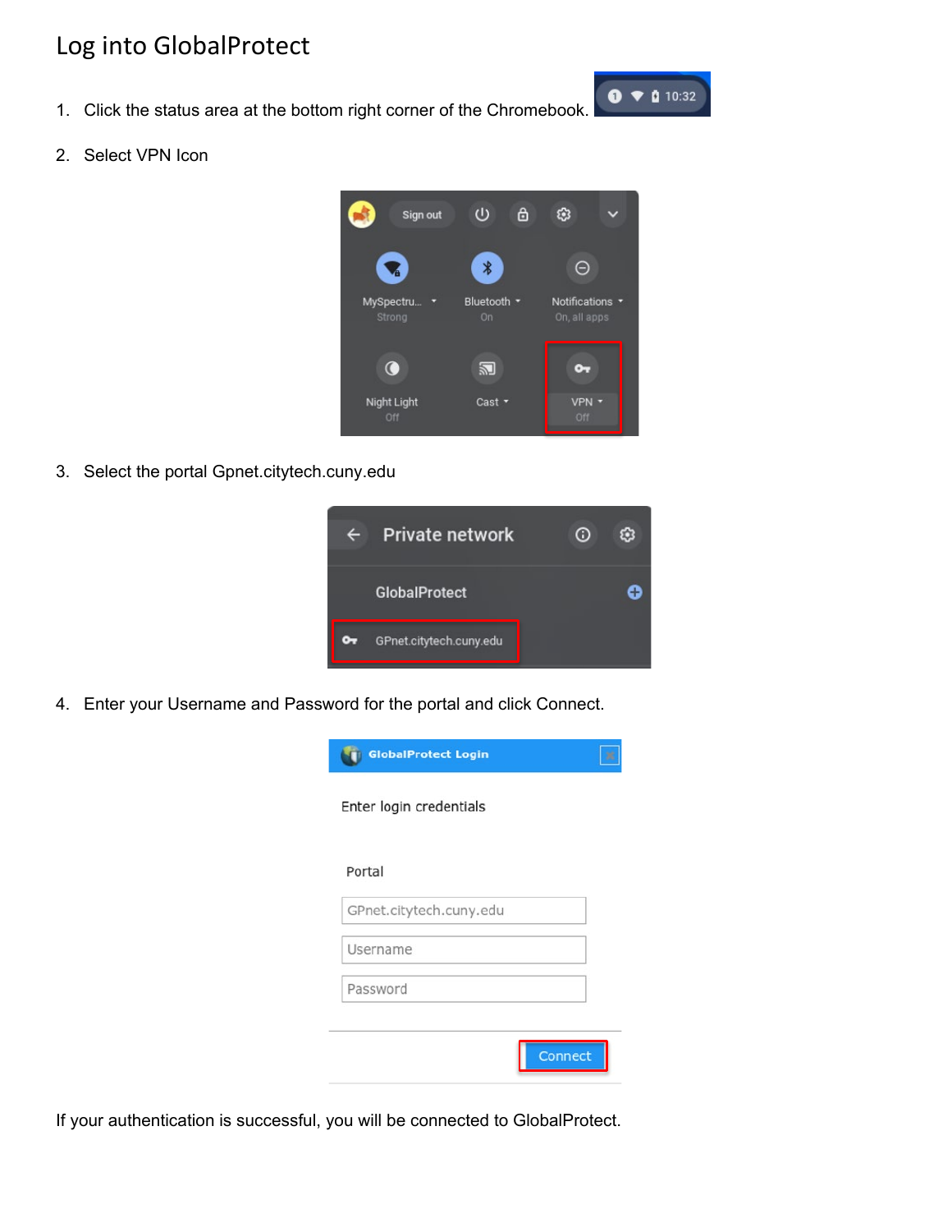# Log into GlobalProtect

1. Click the status area at the bottom right corner of the Chromebook.
2. Select VPN Icon
3. Select the portal Gpnet.citytech.cuny.edu
4. Enter your Username and Password for the portal and click Connect.

If your authentication is successful, you will be connected to GlobalProtect.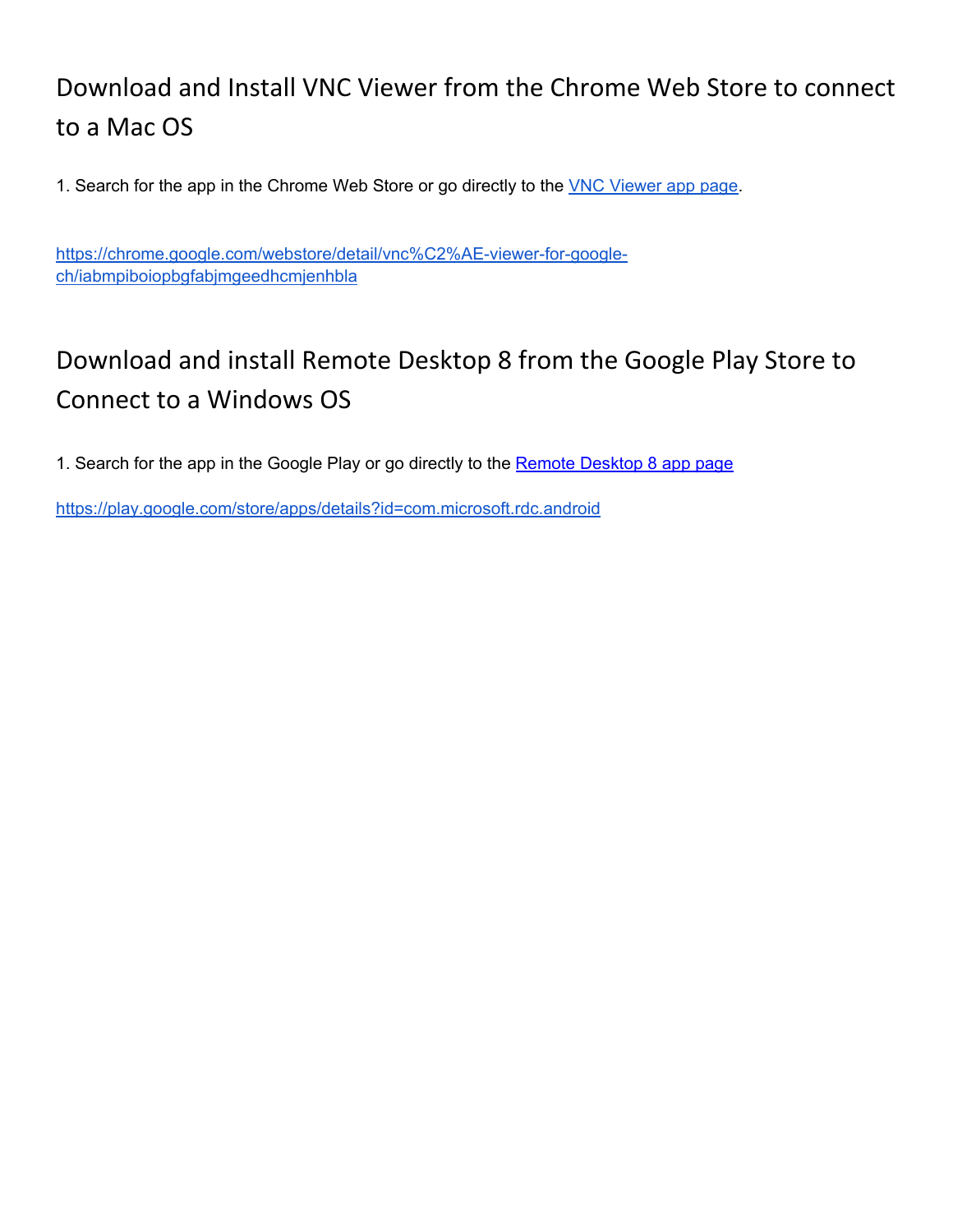## Download and Install VNC Viewer from the Chrome Web Store to connect to a Mac OS

1. Search for the app in the Chrome Web Store or go directly to the VNC Viewer app page.

https://chrome.google.com/webstore/detail/vnc%C2%AE-viewer-for-google-ch/iabmpiboiopbgfabjmgeedhcmjenhbla

## Download and install Remote Desktop 8 from the Google Play Store to Connect to a Windows OS

1. Search for the app in the Google Play or go directly to the Remote Desktop 8 app page

https://play.google.com/store/apps/details?id=com.microsoft.rdc.android